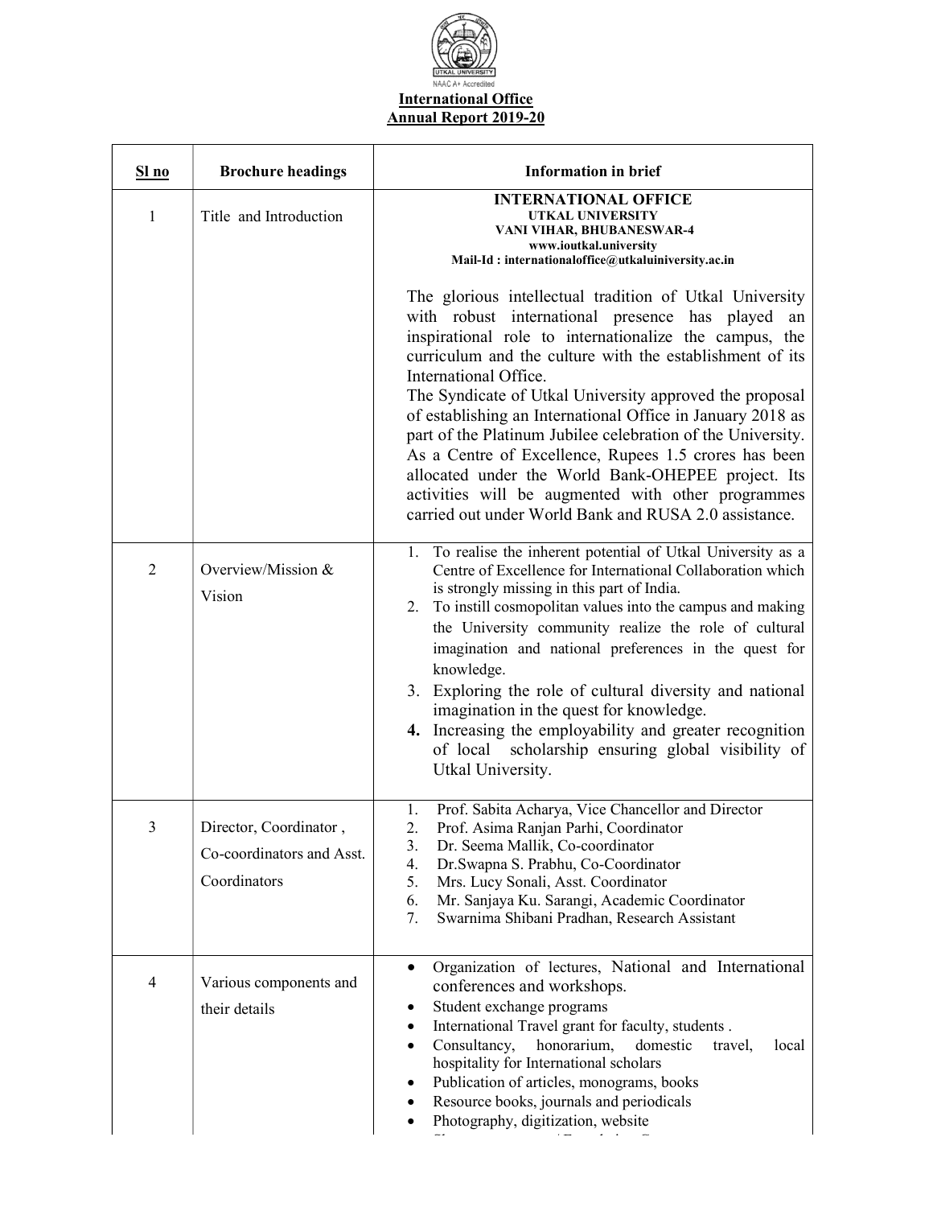UTKAL UNIVERSITY

NAAC A+ Accredited

# International Office
## Annual Report 2019-20

| Sl no | Brochure headings | Information in brief |
|---|---|---|
| 1 | Title and Introduction | **INTERNATIONAL OFFICE**<br>**UTKAL UNIVERSITY**<br>**VANI VIHAR, BHUBANESWAR-4**<br>**www.ioutkal.university**<br>**Mail-Id : internationaloffice@utkaluniversity.ac.in**<br><br>The glorious intellectual tradition of Utkal University with robust international presence has played an inspirational role to internationalize the campus, the curriculum and the culture with the establishment of its International Office.<br>The Syndicate of Utkal University approved the proposal of establishing an International Office in January 2018 as part of the Platinum Jubilee celebration of the University. As a Centre of Excellence, Rupees 1.5 crores has been allocated under the World Bank-OHEPEE project. Its activities will be augmented with other programmes carried out under World Bank and RUSA 2.0 assistance. |
| 2 | Overview/Mission & Vision | 1. To realise the inherent potential of Utkal University as a Centre of Excellence for International Collaboration which is strongly missing in this part of India.<br>2. To instill cosmopolitan values into the campus and making the University community realize the role of cultural imagination and national preferences in the quest for knowledge.<br>3. Exploring the role of cultural diversity and national imagination in the quest for knowledge.<br>**4.** Increasing the employability and greater recognition of local scholarship ensuring global visibility of Utkal University. |
| 3 | Director, Coordinator, Co-coordinators and Asst. Coordinators | 1. Prof. Sabita Acharya, Vice Chancellor and Director<br>2. Prof. Asima Ranjan Parhi, Coordinator<br>3. Dr. Seema Mallik, Co-coordinator<br>4. Dr.Swapna S. Prabhu, Co-Coordinator<br>5. Mrs. Lucy Sonali, Asst. Coordinator<br>6. Mr. Sanjaya Ku. Sarangi, Academic Coordinator<br>7. Swarnima Shibani Pradhan, Research Assistant |
| 4 | Various components and their details | • Organization of lectures, National and International conferences and workshops.<br>• Student exchange programs<br>• International Travel grant for faculty, students .<br>• Consultancy, honorarium, domestic travel, local hospitality for International scholars<br>• Publication of articles, monograms, books<br>• Resource books, journals and periodicals<br>• Photography, digitization, website |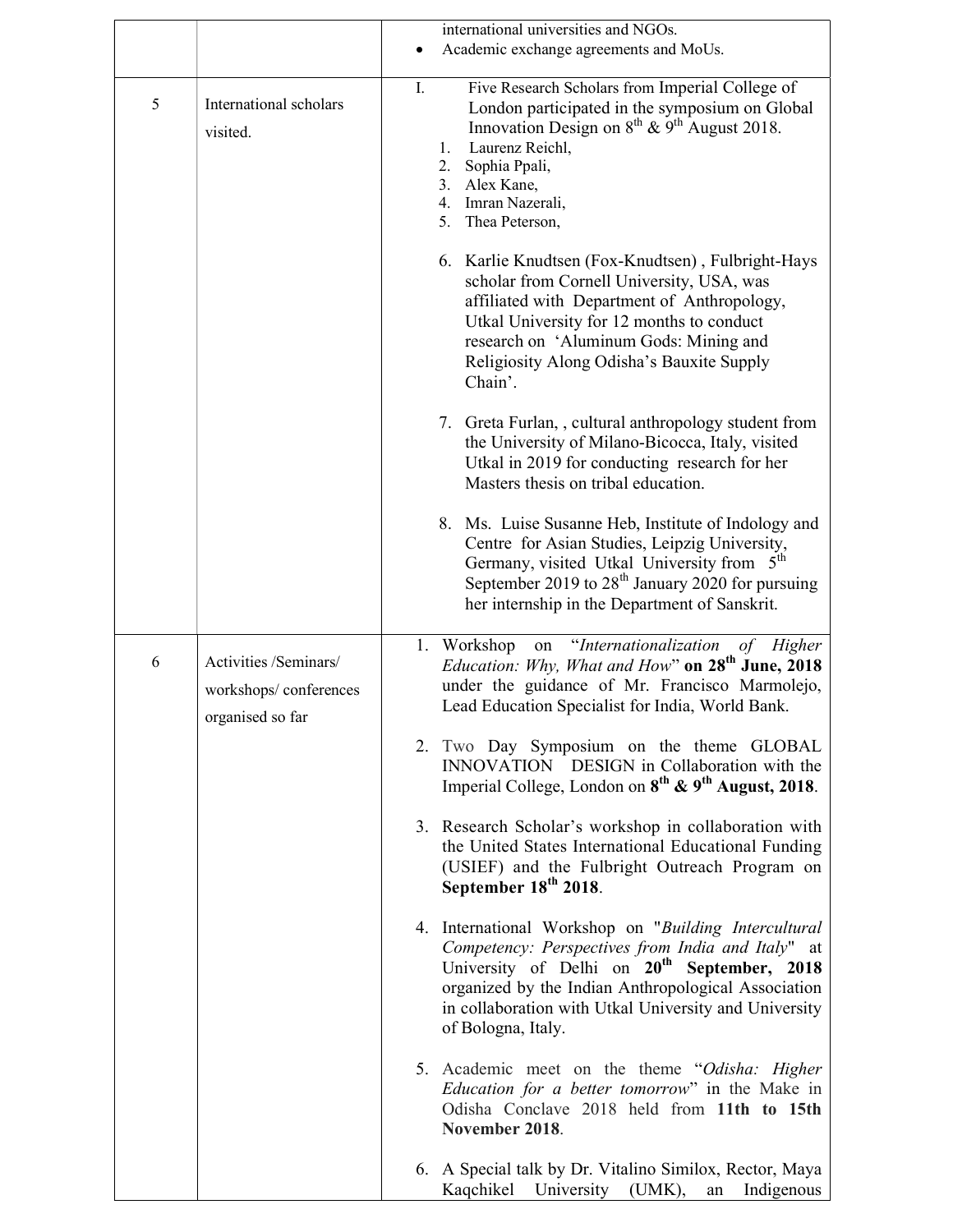| | | |
|---|---|---|
| | | international universities and NGOs.<br>• Academic exchange agreements and MoUs. |
| 5 | International scholars visited. | I. Five Research Scholars from Imperial College of London participated in the symposium on Global Innovation Design on 8th & 9th August 2018.<br>1. Laurenz Reichl,<br>2. Sophia Ppali,<br>3. Alex Kane,<br>4. Imran Nazerali,<br>5. Thea Peterson,<br><br>6. Karlie Knudtsen (Fox-Knudtsen) , Fulbright-Hays scholar from Cornell University, USA, was affiliated with Department of Anthropology, Utkal University for 12 months to conduct research on 'Aluminum Gods: Mining and Religiosity Along Odisha's Bauxite Supply Chain'.<br><br>7. Greta Furlan, , cultural anthropology student from the University of Milano-Bicocca, Italy, visited Utkal in 2019 for conducting research for her Masters thesis on tribal education.<br><br>8. Ms. Luise Susanne Heb, Institute of Indology and Centre for Asian Studies, Leipzig University, Germany, visited Utkal University from 5th September 2019 to 28th January 2020 for pursuing her internship in the Department of Sanskrit. |
| 6 | Activities /Seminars/ workshops/ conferences organised so far | 1. Workshop on "*Internationalization of Higher Education: Why, What and How*" **on 28th June, 2018** under the guidance of Mr. Francisco Marmolejo, Lead Education Specialist for India, World Bank.<br><br>2. Two Day Symposium on the theme GLOBAL INNOVATION DESIGN in Collaboration with the Imperial College, London on **8th & 9th August, 2018**.<br><br>3. Research Scholar's workshop in collaboration with the United States International Educational Funding (USIEF) and the Fulbright Outreach Program on **September 18th 2018**.<br><br>4. International Workshop on "*Building Intercultural Competency: Perspectives from India and Italy*" at University of Delhi on **20th September, 2018** organized by the Indian Anthropological Association in collaboration with Utkal University and University of Bologna, Italy.<br><br>5. Academic meet on the theme "*Odisha: Higher Education for a better tomorrow*" in the Make in Odisha Conclave 2018 held from **11th to 15th November 2018**.<br><br>6. A Special talk by Dr. Vitalino Similox, Rector, Maya Kaqchikel University (UMK), an Indigenous |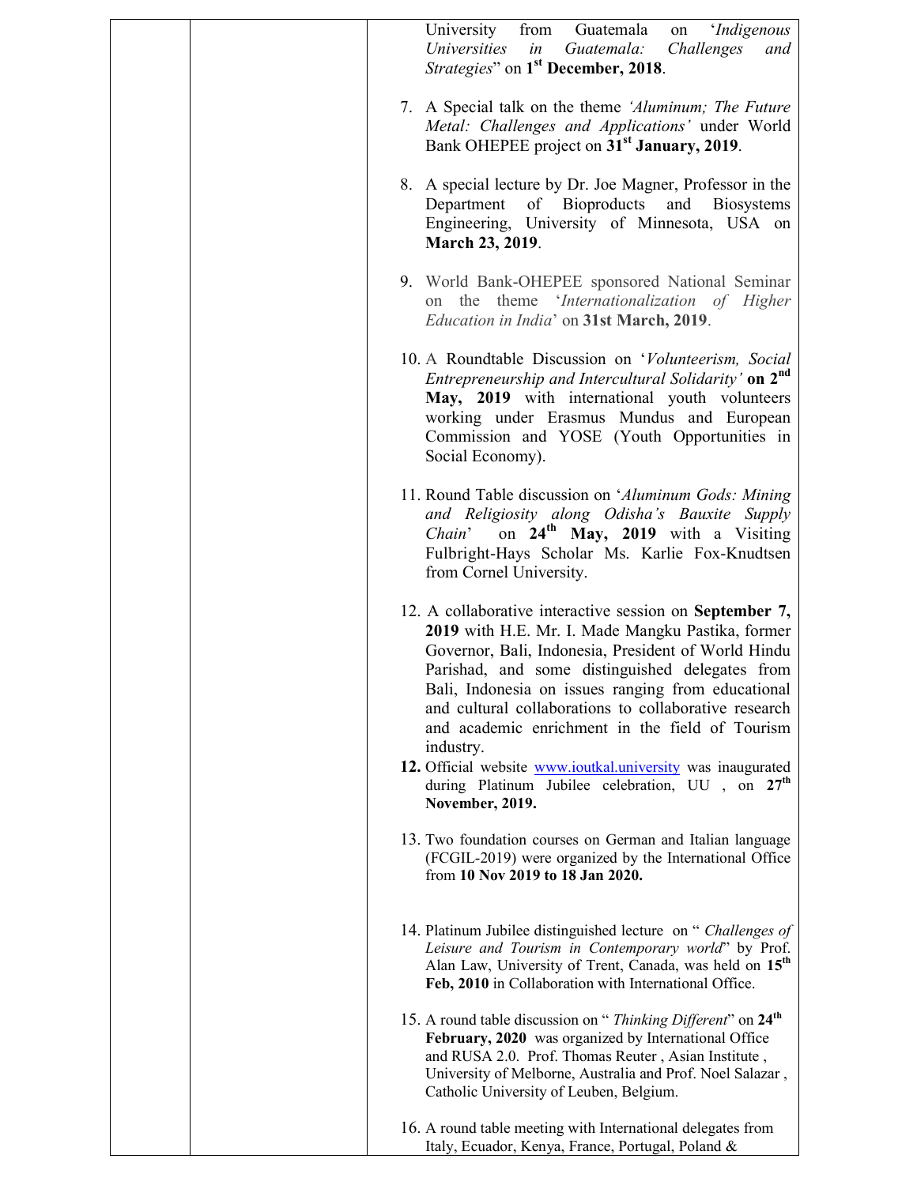| | | |
|---|---|---|
| | | University from Guatemala on '*Indigenous Universities in Guatemala: Challenges and Strategies*" on **1st December, 2018**.<br><br>7. A Special talk on the theme *'Aluminum; The Future Metal: Challenges and Applications'* under World Bank OHEPEE project on **31st January, 2019**.<br><br>8. A special lecture by Dr. Joe Magner, Professor in the Department of Bioproducts and Biosystems Engineering, University of Minnesota, USA on **March 23, 2019**.<br><br>9. World Bank-OHEPEE sponsored National Seminar on the theme '*Internationalization of Higher Education in India*' on **31st March, 2019**.<br><br>10. A Roundtable Discussion on '*Volunteerism, Social Entrepreneurship and Intercultural Solidarity'* **on 2nd May, 2019** with international youth volunteers working under Erasmus Mundus and European Commission and YOSE (Youth Opportunities in Social Economy).<br><br>11. Round Table discussion on '*Aluminum Gods: Mining and Religiosity along Odisha's Bauxite Supply Chain*' on **24th May, 2019** with a Visiting Fulbright-Hays Scholar Ms. Karlie Fox-Knudtsen from Cornel University.<br><br>12. A collaborative interactive session on **September 7, 2019** with H.E. Mr. I. Made Mangku Pastika, former Governor, Bali, Indonesia, President of World Hindu Parishad, and some distinguished delegates from Bali, Indonesia on issues ranging from educational and cultural collaborations to collaborative research and academic enrichment in the field of Tourism industry.<br>**12.** Official website www.ioutkal.university was inaugurated during Platinum Jubilee celebration, UU , on **27th November, 2019.**<br><br>13. Two foundation courses on German and Italian language (FCGIL-2019) were organized by the International Office from **10 Nov 2019 to 18 Jan 2020.**<br><br>14. Platinum Jubilee distinguished lecture on " *Challenges of Leisure and Tourism in Contemporary world*" by Prof. Alan Law, University of Trent, Canada, was held on **15th Feb, 2010** in Collaboration with International Office.<br><br>15. A round table discussion on " *Thinking Different*" on **24th February, 2020** was organized by International Office and RUSA 2.0. Prof. Thomas Reuter , Asian Institute , University of Melborne, Australia and Prof. Noel Salazar , Catholic University of Leuben, Belgium.<br><br>16. A round table meeting with International delegates from Italy, Ecuador, Kenya, France, Portugal, Poland & |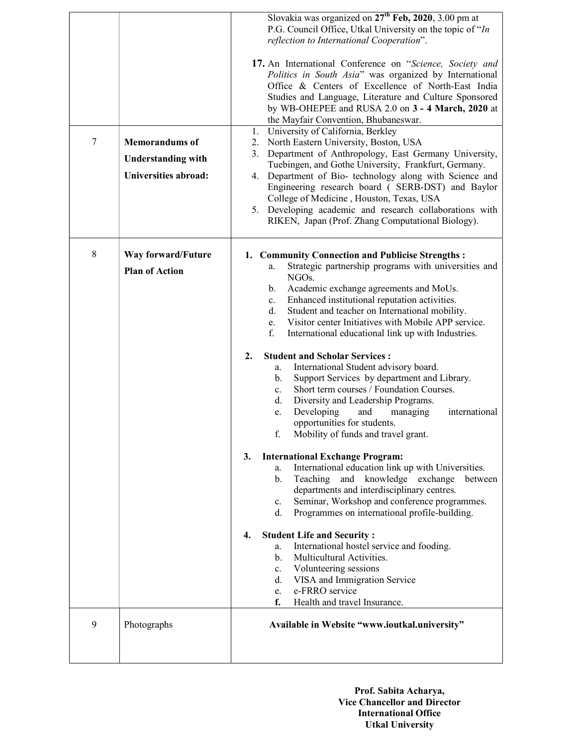| | | |
|---|---|---|
| | | Slovakia was organized on **27th Feb, 2020**, 3.00 pm at P.G. Council Office, Utkal University on the topic of "*In reflection to International Cooperation*".<br><br>**17.** An International Conference on "*Science, Society and Politics in South Asia*" was organized by International Office & Centers of Excellence of North-East India Studies and Language, Literature and Culture Sponsored by WB-OHEPEE and RUSA 2.0 on **3 - 4 March, 2020** at the Mayfair Convention, Bhubaneswar. |
| 7 | **Memorandums of Understanding with Universities abroad:** | 1. University of California, Berkley<br>2. North Eastern University, Boston, USA<br>3. Department of Anthropology, East Germany University, Tuebingen, and Gothe University, Frankfurt, Germany.<br>4. Department of Bio- technology along with Science and Engineering research board ( SERB-DST) and Baylor College of Medicine , Houston, Texas, USA<br>5. Developing academic and research collaborations with RIKEN, Japan (Prof. Zhang Computational Biology). |
| 8 | **Way forward/Future Plan of Action** | **1. Community Connection and Publicise Strengths :**<br>a. Strategic partnership programs with universities and NGOs.<br>b. Academic exchange agreements and MoUs.<br>c. Enhanced institutional reputation activities.<br>d. Student and teacher on International mobility.<br>e. Visitor center Initiatives with Mobile APP service.<br>f. International educational link up with Industries.<br><br>**2. Student and Scholar Services :**<br>a. International Student advisory board.<br>b. Support Services by department and Library.<br>c. Short term courses / Foundation Courses.<br>d. Diversity and Leadership Programs.<br>e. Developing and managing international opportunities for students.<br>f. Mobility of funds and travel grant.<br><br>**3. International Exchange Program:**<br>a. International education link up with Universities.<br>b. Teaching and knowledge exchange between departments and interdisciplinary centres.<br>c. Seminar, Workshop and conference programmes.<br>d. Programmes on international profile-building.<br><br>**4. Student Life and Security :**<br>a. International hostel service and fooding.<br>b. Multicultural Activities.<br>c. Volunteering sessions<br>d. VISA and Immigration Service<br>e. e-FRRO service<br>**f.** Health and travel Insurance. |
| 9 | Photographs | **Available in Website "www.ioutkal.university"** |

**Prof. Sabita Acharya,**
**Vice Chancellor and Director**
**International Office**
**Utkal University**